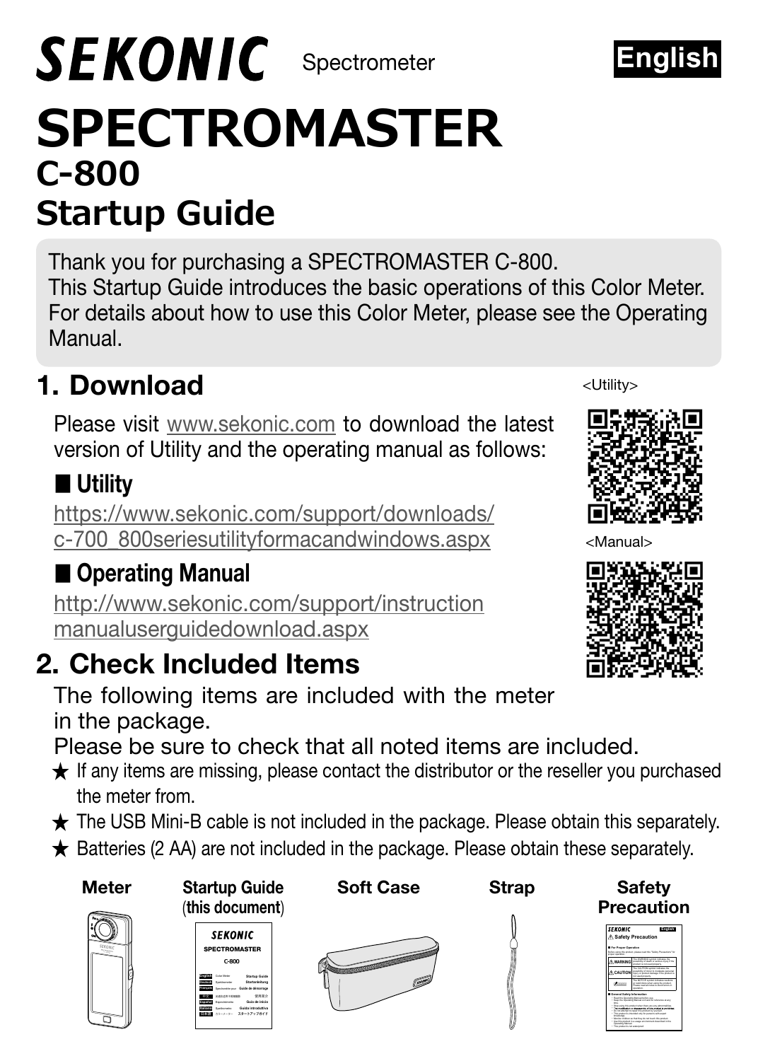SEKONIC Spectrometer

English

# SPECTROMASTER
## C-800
## Startup Guide

Thank you for purchasing a SPECTROMASTER C-800.
This Startup Guide introduces the basic operations of this Color Meter.
For details about how to use this Color Meter, please see the Operating Manual.

## 1. Download

Please visit www.sekonic.com to download the latest version of Utility and the operating manual as follows:

### ■ Utility

https://www.sekonic.com/support/downloads/c-700_800seriesutilityformacandwindows.aspx

### ■ Operating Manual

http://www.sekonic.com/support/instructionmanualuserguidedownload.aspx

<Utility>

<Manual>

## 2. Check Included Items

The following items are included with the meter in the package.
Please be sure to check that all noted items are included.

★ If any items are missing, please contact the distributor or the reseller you purchased the meter from.

★ The USB Mini-B cable is not included in the package. Please obtain this separately.

★ Batteries (2 AA) are not included in the package. Please obtain these separately.

**Meter**

**Startup Guide (this document)**

**Soft Case**

**Strap**

**Safety Precaution**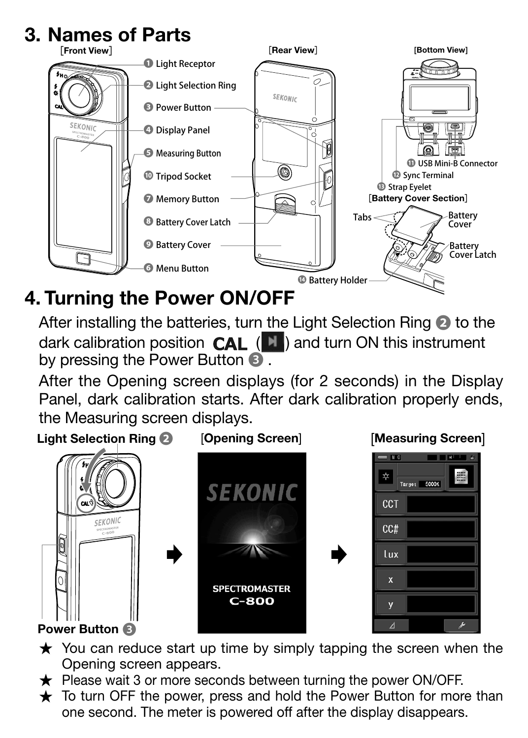## 3. Names of Parts

[Front View]

1. Light Receptor
2. Light Selection Ring
3. Power Button
4. Display Panel
5. Measuring Button
6. Menu Button
7. Memory Button
8. Battery Cover Latch
9. Battery Cover
10. Tripod Socket

[Rear View]

14. Battery Holder

[Bottom View]

11. USB Mini-B Connector
12. Sync Terminal
13. Strap Eyelet

[Battery Cover Section]

Tabs, Battery Cover, Battery Cover Latch

## 4. Turning the Power ON/OFF

After installing the batteries, turn the Light Selection Ring ❷ to the dark calibration position CAL ( ) and turn ON this instrument by pressing the Power Button ❸ .

After the Opening screen displays (for 2 seconds) in the Display Panel, dark calibration starts. After dark calibration properly ends, the Measuring screen displays.

**Light Selection Ring ❷** [**Opening Screen**] [**Measuring Screen**]

**Power Button ❸**

★ You can reduce start up time by simply tapping the screen when the Opening screen appears.

★ Please wait 3 or more seconds between turning the power ON/OFF.

★ To turn OFF the power, press and hold the Power Button for more than one second. The meter is powered off after the display disappears.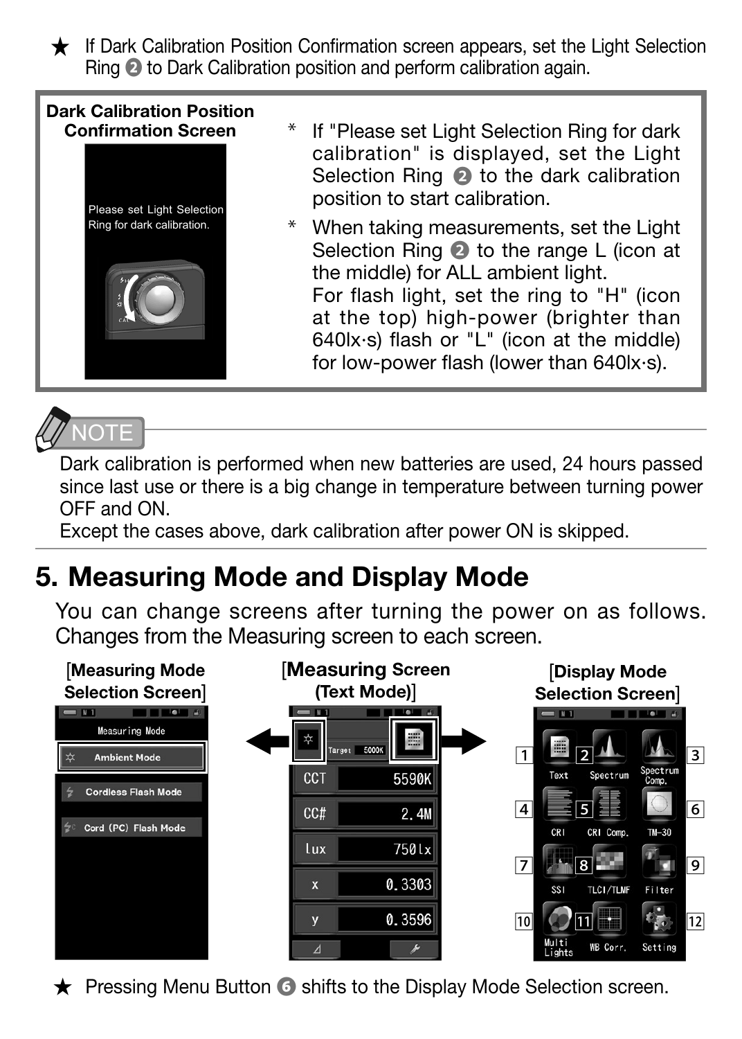★ If Dark Calibration Position Confirmation screen appears, set the Light Selection Ring ❷ to Dark Calibration position and perform calibration again.

**Dark Calibration Position Confirmation Screen**

Please set Light Selection Ring for dark calibration.

* If "Please set Light Selection Ring for dark calibration" is displayed, set the Light Selection Ring ❷ to the dark calibration position to start calibration.
* When taking measurements, set the Light Selection Ring ❷ to the range L (icon at the middle) for ALL ambient light.
  For flash light, set the ring to "H" (icon at the top) high-power (brighter than 640lx·s) flash or "L" (icon at the middle) for low-power flash (lower than 640lx·s).

**NOTE**

Dark calibration is performed when new batteries are used, 24 hours passed since last use or there is a big change in temperature between turning power OFF and ON.
Except the cases above, dark calibration after power ON is skipped.

## 5. Measuring Mode and Display Mode

You can change screens after turning the power on as follows. Changes from the Measuring screen to each screen.

**[Measuring Mode Selection Screen]**

Measuring Mode
- Ambient Mode
- Cordless Flash Mode
- Cord (PC) Flash Mode

**[Measuring Screen (Text Mode)]**

Target 5000K

| | |
|---|---|
| CCT | 5590K |
| CC# | 2.4M |
| lux | 750lx |
| x | 0.3303 |
| y | 0.3596 |

**[Display Mode Selection Screen]**

1 Text, 2 Spectrum, 3 Spectrum Comp., 4 CRI, 5 CRI Comp., 6 TM-30, 7 SSI, 8 TLCI/TLMF, 9 Filter, 10 Multi Lights, 11 WB Corr., 12 Setting

★ Pressing Menu Button ❻ shifts to the Display Mode Selection screen.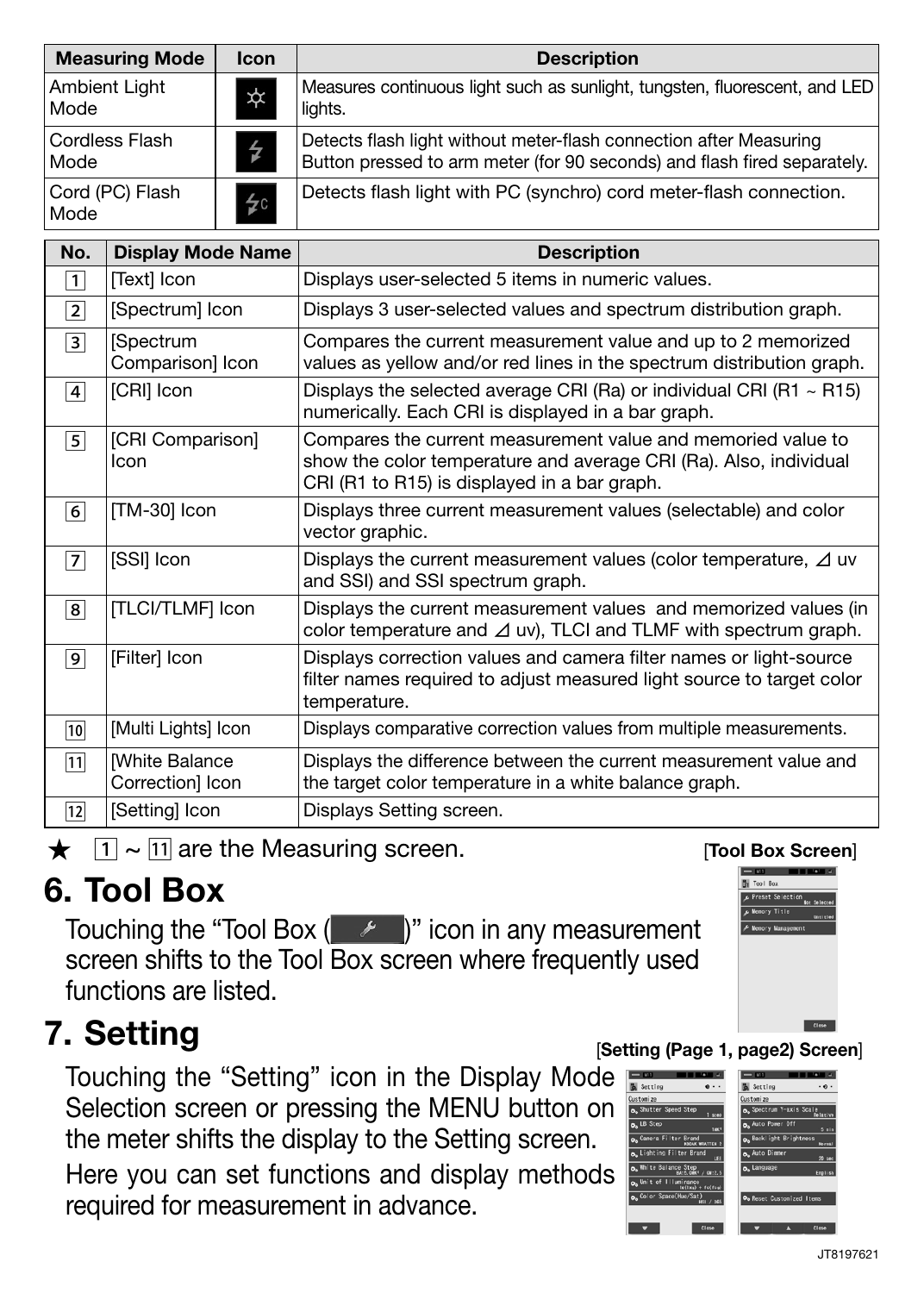| Measuring Mode | Icon | Description |
|---|---|---|
| Ambient Light Mode | | Measures continuous light such as sunlight, tungsten, fluorescent, and LED lights. |
| Cordless Flash Mode | | Detects flash light without meter-flash connection after Measuring Button pressed to arm meter (for 90 seconds) and flash fired separately. |
| Cord (PC) Flash Mode | | Detects flash light with PC (synchro) cord meter-flash connection. |

| No. | Display Mode Name | Description |
|---|---|---|
| 1 | [Text] Icon | Displays user-selected 5 items in numeric values. |
| 2 | [Spectrum] Icon | Displays 3 user-selected values and spectrum distribution graph. |
| 3 | [Spectrum Comparison] Icon | Compares the current measurement value and up to 2 memorized values as yellow and/or red lines in the spectrum distribution graph. |
| 4 | [CRI] Icon | Displays the selected average CRI (Ra) or individual CRI (R1 ~ R15) numerically. Each CRI is displayed in a bar graph. |
| 5 | [CRI Comparison] Icon | Compares the current measurement value and memoried value to show the color temperature and average CRI (Ra). Also, individual CRI (R1 to R15) is displayed in a bar graph. |
| 6 | [TM-30] Icon | Displays three current measurement values (selectable) and color vector graphic. |
| 7 | [SSI] Icon | Displays the current measurement values (color temperature, ⊿ uv and SSI) and SSI spectrum graph. |
| 8 | [TLCI/TLMF] Icon | Displays the current measurement values and memorized values (in color temperature and ⊿ uv), TLCI and TLMF with spectrum graph. |
| 9 | [Filter] Icon | Displays correction values and camera filter names or light-source filter names required to adjust measured light source to target color temperature. |
| 10 | [Multi Lights] Icon | Displays comparative correction values from multiple measurements. |
| 11 | [White Balance Correction] Icon | Displays the difference between the current measurement value and the target color temperature in a white balance graph. |
| 12 | [Setting] Icon | Displays Setting screen. |

★ 1 ~ 11 are the Measuring screen.

## 6. Tool Box

Touching the "Tool Box ( )" icon in any measurement screen shifts to the Tool Box screen where frequently used functions are listed.

[**Tool Box Screen**]

## 7. Setting

Touching the "Setting" icon in the Display Mode Selection screen or pressing the MENU button on the meter shifts the display to the Setting screen.

Here you can set functions and display methods required for measurement in advance.

[**Setting (Page 1, page2) Screen**]

JT8197621